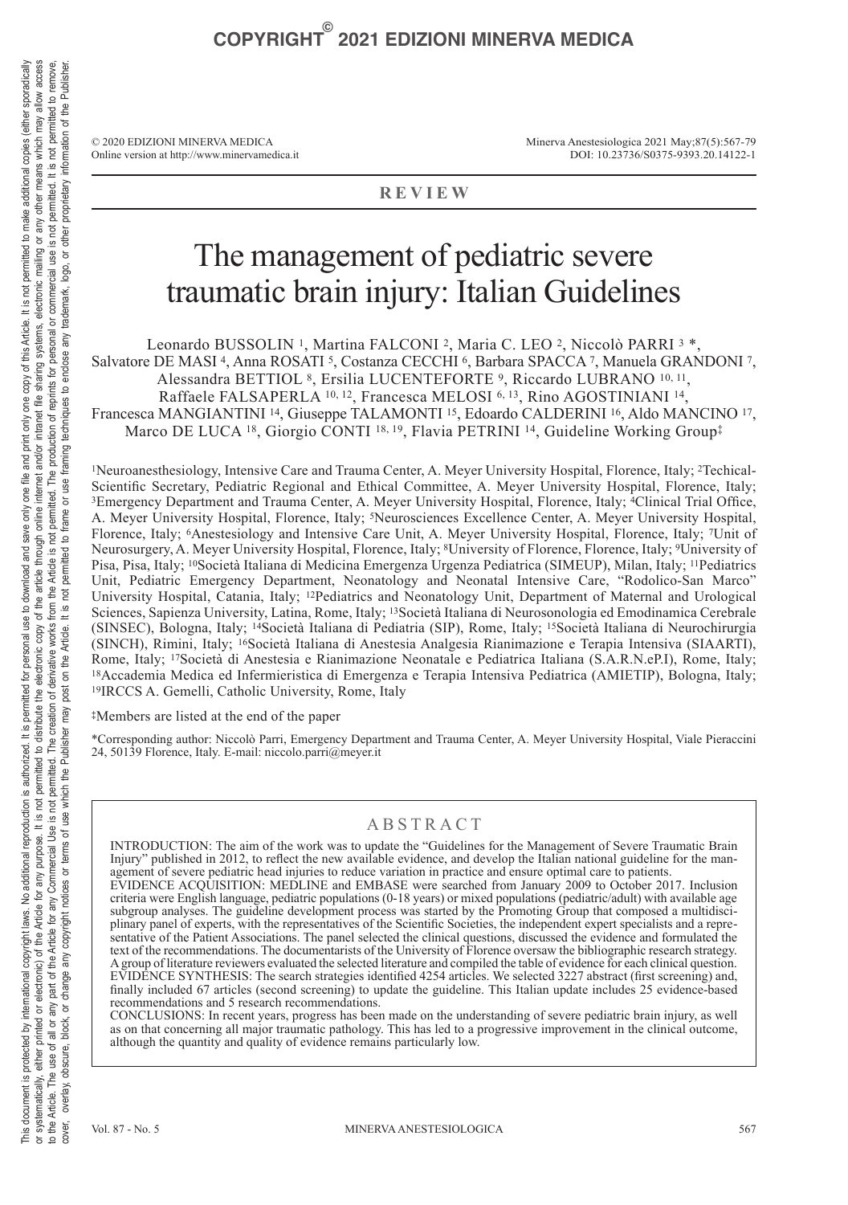© 2020 EDIZIONI MINERVA MEDICA
Online version at http://www.minervamedica.it

Minerva Anestesiologica 2021 May;87(5):567-79
DOI: 10.23736/S0375-9393.20.14122-1

**REVIEW**

# The management of pediatric severe traumatic brain injury: Italian Guidelines

Leonardo BUSSOLIN [1], Martina FALCONI [2], Maria C. LEO [2], Niccolò PARRI [3] *, Salvatore DE MASI [4], Anna ROSATI [5], Costanza CECCHI [6], Barbara SPACCA [7], Manuela GRANDONI [7], Alessandra BETTIOL [8], Ersilia LUCENTEFORTE [9], Riccardo LUBRANO [10, 11], Raffaele FALSAPERLA [10, 12], Francesca MELOSI [6, 13], Rino AGOSTINIANI [14], Francesca MANGIANTINI [14], Giuseppe TALAMONTI [15], Edoardo CALDERINI [16], Aldo MANCINO [17], Marco DE LUCA [18], Giorgio CONTI [18, 19], Flavia PETRINI [14], Guideline Working Group‡

[1]Neuroanesthesiology, Intensive Care and Trauma Center, A. Meyer University Hospital, Florence, Italy; [2]Techical-Scientific Secretary, Pediatric Regional and Ethical Committee, A. Meyer University Hospital, Florence, Italy; [3]Emergency Department and Trauma Center, A. Meyer University Hospital, Florence, Italy; [4]Clinical Trial Office, A. Meyer University Hospital, Florence, Italy; [5]Neurosciences Excellence Center, A. Meyer University Hospital, Florence, Italy; [6]Anestesiology and Intensive Care Unit, A. Meyer University Hospital, Florence, Italy; [7]Unit of Neurosurgery, A. Meyer University Hospital, Florence, Italy; [8]University of Florence, Florence, Italy; [9]University of Pisa, Pisa, Italy; [10]Società Italiana di Medicina Emergenza Urgenza Pediatrica (SIMEUP), Milan, Italy; [11]Pediatrics Unit, Pediatric Emergency Department, Neonatology and Neonatal Intensive Care, "Rodolico-San Marco" University Hospital, Catania, Italy; [12]Pediatrics and Neonatology Unit, Department of Maternal and Urological Sciences, Sapienza University, Latina, Rome, Italy; [13]Società Italiana di Neurosonologia ed Emodinamica Cerebrale (SINSEC), Bologna, Italy; [14]Società Italiana di Pediatria (SIP), Rome, Italy; [15]Società Italiana di Neurochirurgia (SINCH), Rimini, Italy; [16]Società Italiana di Anestesia Analgesia Rianimazione e Terapia Intensiva (SIAARTI), Rome, Italy; [17]Società di Anestesia e Rianimazione Neonatale e Pediatrica Italiana (S.A.R.N.eP.I), Rome, Italy; [18]Accademia Medica ed Infermieristica di Emergenza e Terapia Intensiva Pediatrica (AMIETIP), Bologna, Italy; [19]IRCCS A. Gemelli, Catholic University, Rome, Italy

‡Members are listed at the end of the paper

*Corresponding author: Niccolò Parri, Emergency Department and Trauma Center, A. Meyer University Hospital, Viale Pieraccini 24, 50139 Florence, Italy. E-mail: niccolo.parri@meyer.it

## ABSTRACT

INTRODUCTION: The aim of the work was to update the "Guidelines for the Management of Severe Traumatic Brain Injury" published in 2012, to reflect the new available evidence, and develop the Italian national guideline for the management of severe pediatric head injuries to reduce variation in practice and ensure optimal care to patients.

EVIDENCE ACQUISITION: MEDLINE and EMBASE were searched from January 2009 to October 2017. Inclusion criteria were English language, pediatric populations (0-18 years) or mixed populations (pediatric/adult) with available age subgroup analyses. The guideline development process was started by the Promoting Group that composed a multidisciplinary panel of experts, with the representatives of the Scientific Societies, the independent expert specialists and a representative of the Patient Associations. The panel selected the clinical questions, discussed the evidence and formulated the text of the recommendations. The documentarists of the University of Florence oversaw the bibliographic research strategy. A group of literature reviewers evaluated the selected literature and compiled the table of evidence for each clinical question.

EVIDENCE SYNTHESIS: The search strategies identified 4254 articles. We selected 3227 abstract (first screening) and, finally included 67 articles (second screening) to update the guideline. This Italian update includes 25 evidence-based recommendations and 5 research recommendations.

CONCLUSIONS: In recent years, progress has been made on the understanding of severe pediatric brain injury, as well as on that concerning all major traumatic pathology. This has led to a progressive improvement in the clinical outcome, although the quantity and quality of evidence remains particularly low.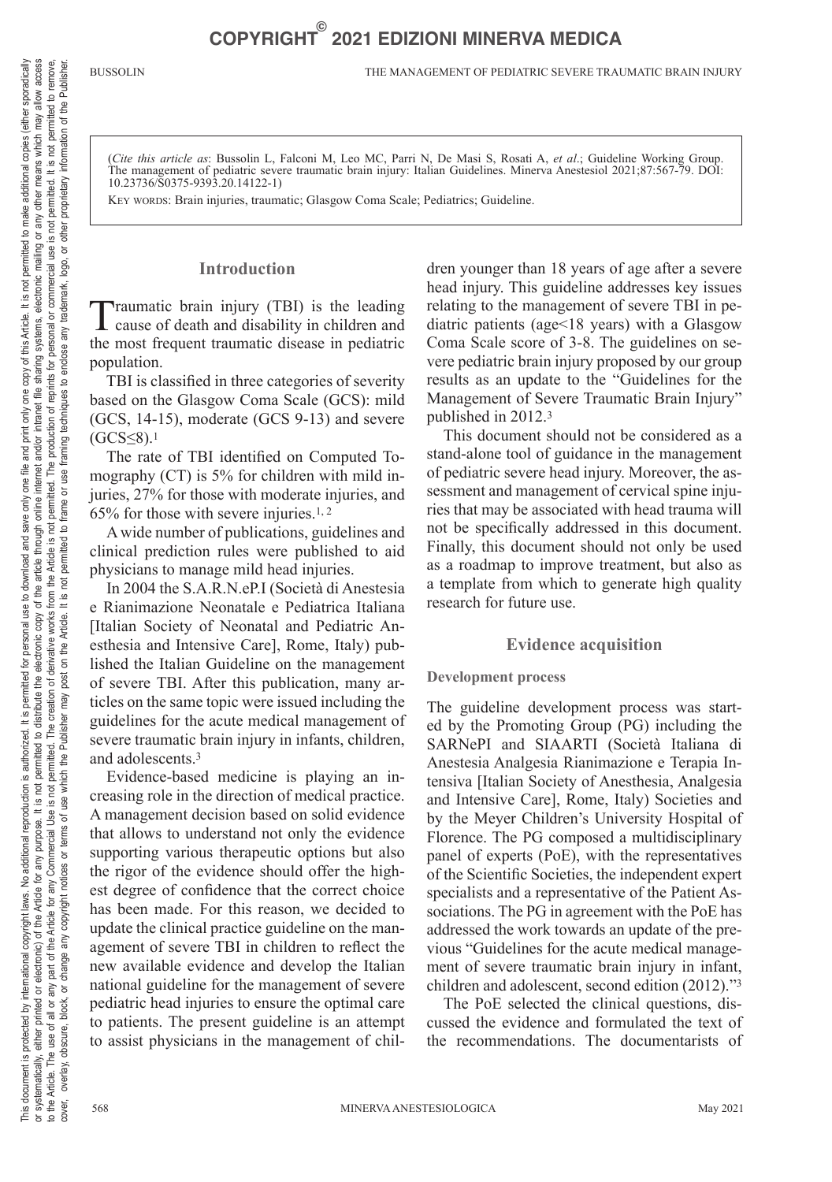(*Cite this article as*: Bussolin L, Falconi M, Leo MC, Parri N, De Masi S, Rosati A, *et al*.; Guideline Working Group. The management of pediatric severe traumatic brain injury: Italian Guidelines. Minerva Anestesiol 2021;87:567-79. DOI: 10.23736/S0375-9393.20.14122-1)

KEY WORDS: Brain injuries, traumatic; Glasgow Coma Scale; Pediatrics; Guideline.

## Introduction

Traumatic brain injury (TBI) is the leading cause of death and disability in children and the most frequent traumatic disease in pediatric population.

TBI is classified in three categories of severity based on the Glasgow Coma (GCS): mild (GCS, 14-15), moderate (GCS 9-13) and severe (GCS≤8).[1]

The rate of TBI identified on Computed Tomography (CT) is 5% for children with mild injuries, 27% for those with moderate injuries, and 65% for those with severe injuries.[1, 2]

A wide number of publications, guidelines and clinical prediction rules were published to aid physicians to manage mild head injuries.

In 2004 the S.A.R.N.eP.I (Società di Anestesia e Rianimazione Neonatale e Pediatrica Italiana [Italian Society of Neonatal and Pediatric Anesthesia and Intensive Care], Rome, Italy) published the Italian Guideline on the management of severe TBI. After this publication, many articles on the same topic were issued including the guidelines for the acute medical management of severe traumatic brain injury in infants, children, and adolescents.[3]

Evidence-based medicine is playing an increasing role in the direction of medical practice. A management decision based on solid evidence that allows to understand not only the evidence supporting various therapeutic options but also the rigor of the evidence should offer the highest degree of confidence that the correct choice has been made. For this reason, we decided to update the clinical practice guideline on the management of severe TBI in children to reflect the new available evidence and develop the Italian national guideline for the management of severe pediatric head injuries to ensure the optimal care to patients. The present guideline is an attempt to assist physicians in the management of children younger than 18 years of age after a severe head injury. This guideline addresses key issues relating to the management of severe TBI in pediatric patients (age<18 years) with a Glasgow Coma Scale score of 3-8. The guidelines on severe pediatric brain injury proposed by our group results as an update to the "Guidelines for the Management of Severe Traumatic Brain Injury" published in 2012.[3]

This document should not be considered as a stand-alone tool of guidance in the management of pediatric severe head injury. Moreover, the assessment and management of cervical spine injuries that may be associated with head trauma will not be specifically addressed in this document. Finally, this document should not only be used as a roadmap to improve treatment, but also as a template from which to generate high quality research for future use.

## Evidence acquisition

### Development process

The guideline development process was started by the Promoting Group (PG) including the SARNePI and SIAARTI (Società Italiana di Anestesia Analgesia Rianimazione e Terapia Intensiva [Italian Society of Anesthesia, Analgesia and Intensive Care], Rome, Italy) Societies and by the Meyer Children's University Hospital of Florence. The PG composed a multidisciplinary panel of experts (PoE), with the representatives of the Scientific Societies, the independent expert specialists and a representative of the Patient Associations. The PG in agreement with the PoE has addressed the work towards an update of the previous "Guidelines for the acute medical management of severe traumatic brain injury in infant, children and adolescent, second edition (2012)."[3]

The PoE selected the clinical questions, discussed the evidence and formulated the text of the recommendations. The documentarists of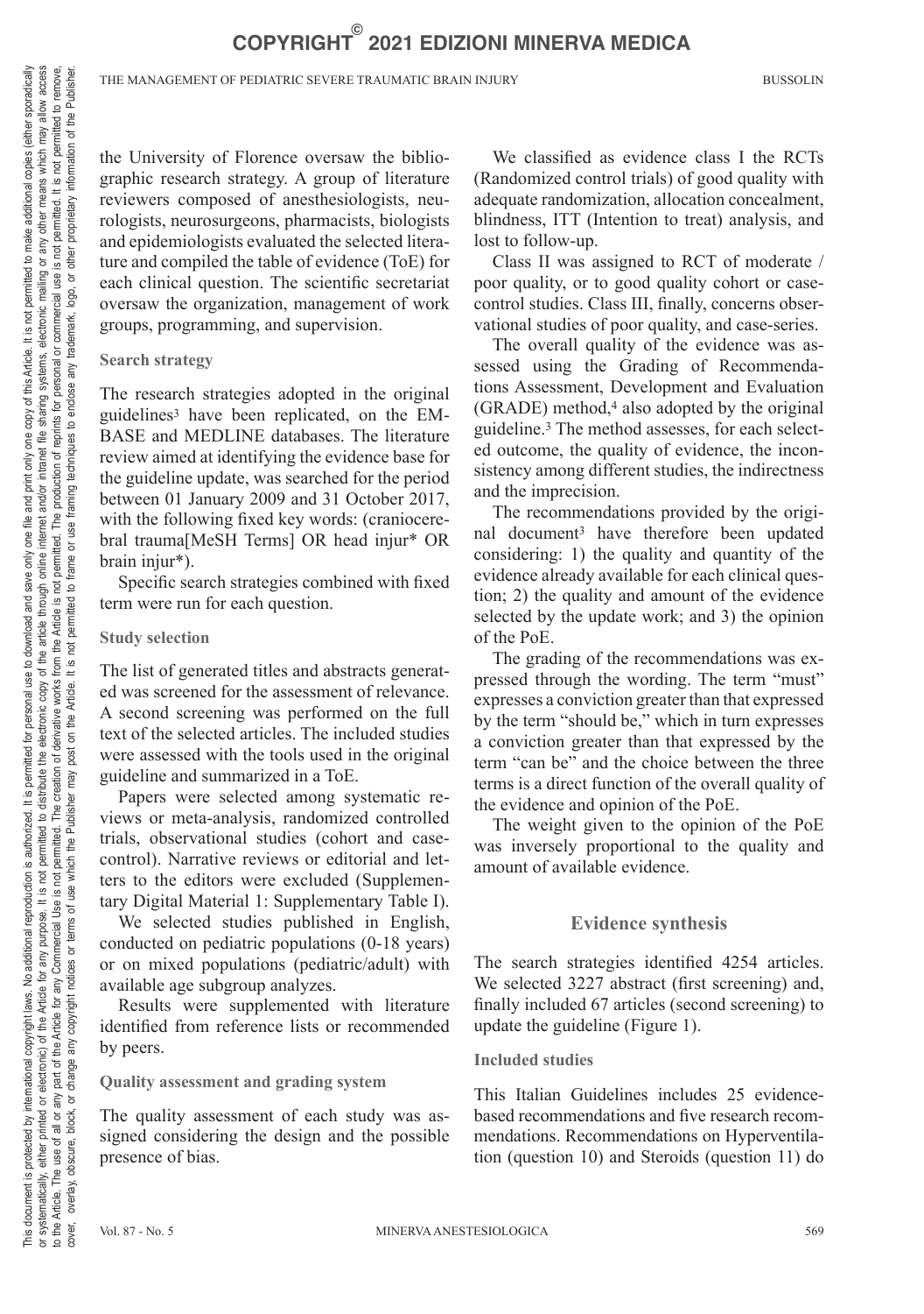the University of Florence oversaw the bibliographic research strategy. A group of literature reviewers composed of anesthesiologists, neurologists, neurosurgeons, pharmacists, biologists and epidemiologists evaluated the selected literature and compiled the table of evidence (ToE) for each clinical question. The scientific secretariat oversaw the organization, management of work groups, programming, and supervision.

### Search strategy

The research strategies adopted in the original guidelines[3] have been replicated, on the EMBASE and MEDLINE databases. The literature review aimed at identifying the evidence base for the guideline update, was searched for the period between 01 January 2009 and 31 October 2017, with the following fixed key words: (craniocerebral trauma[MeSH Terms] OR head injur* OR brain injur*).

Specific search strategies combined with fixed term were run for each question.

### Study selection

The list of generated titles and abstracts generated was screened for the assessment of relevance. A second screening was performed on the full text of the selected articles. The included studies were assessed with the tools used in the original guideline and summarized in a ToE.

Papers were selected among systematic reviews or meta-analysis, randomized controlled trials, observational studies (cohort and case-control). Narrative reviews or editorial and letters to the editors were excluded (Supplementary Digital Material 1: Supplementary Table I).

We selected studies published in English, conducted on pediatric populations (0-18 years) or on mixed populations (pediatric/adult) with available age subgroup analyzes.

Results were supplemented with literature identified from reference lists or recommended by peers.

### Quality assessment and grading system

The quality assessment of each study was assigned considering the design and the possible presence of bias.

We classified as evidence class I the RCTs (Randomized control trials) of good quality with adequate randomization, allocation concealment, blindness, ITT (Intention to treat) analysis, and lost to follow-up.

Class II was assigned to RCT of moderate / poor quality, or to good quality cohort or case-control studies. Class III, finally, concerns observational studies of poor quality, and case-series.

The overall quality of the evidence was assessed using the Grading of Recommendations Assessment, Development and Evaluation (GRADE) method,[4] also adopted by the original guideline.[3] The method assesses, for each selected outcome, the quality of evidence, the inconsistency among different studies, the indirectness and the imprecision.

The recommendations provided by the original document[3] have therefore been updated considering: 1) the quality and quantity of the evidence already available for each clinical question; 2) the quality and amount of the evidence selected by the update work; and 3) the opinion of the PoE.

The grading of the recommendations was expressed through the wording. The term "must" expresses a conviction greater than that expressed by the term "should be," which in turn expresses a conviction greater than that expressed by the term "can be" and the choice between the three terms is a direct function of the overall quality of the evidence and opinion of the PoE.

The weight given to the opinion of the PoE was inversely proportional to the quality and amount of available evidence.

## Evidence synthesis

The search strategies identified 4254 articles. We selected 3227 abstract (first screening) and, finally included 67 articles (second screening) to update the guideline (Figure 1).

### Included studies

This Italian Guidelines includes 25 evidence-based recommendations and five research recommendations. Recommendations on Hyperventilation (question 10) and Steroids (question 11) do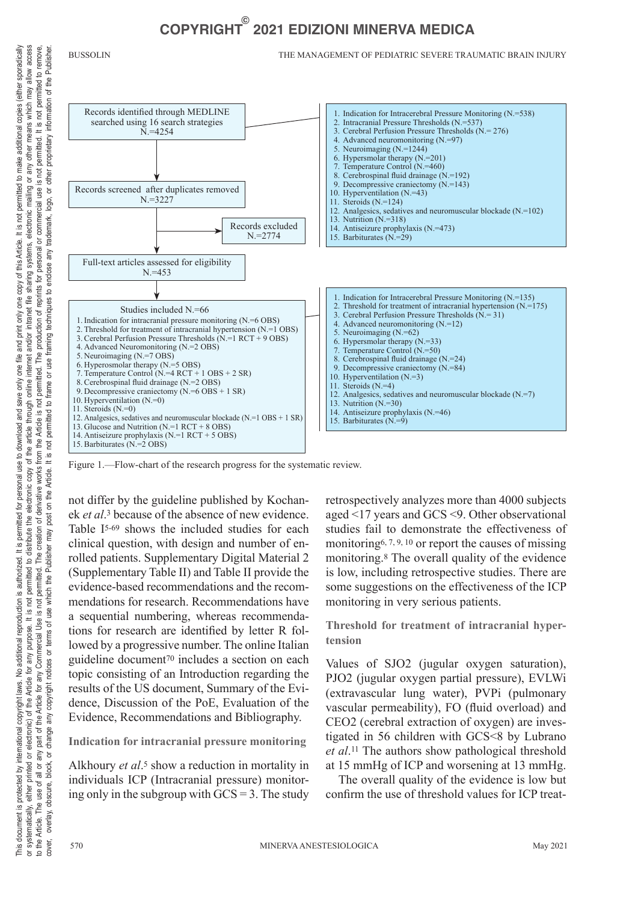Records identified through MEDLINE searched using 16 search strategies N.=4254

1. Indication for Intracerebral Pressure Monitoring (N.=538)
2. Intracranial Pressure Thresholds (N.=537)
3. Cerebral Perfusion Pressure Thresholds (N.= 276)
4. Advanced neuromonitoring (N.=97)
5. Neuroimaging (N.=1244)
6. Hypersmolar therapy (N.=201)
7. Temperature Control (N.=460)
8. Cerebrospinal fluid drainage (N.=192)
9. Decompressive craniectomy (N.=143)
10. Hyperventilation (N.=43)
11. Steroids (N.=124)
12. Analgesics, sedatives and neuromuscular blockade (N.=102)
13. Nutrition (N.=318)
14. Antiseizure prophylaxis (N.=473)
15. Barbiturates (N.=29)

Records screened after duplicates removed N.=3227

Records excluded N.=2774

Full-text articles assessed for eligibility N.=453

Studies included N.=66

1. Indication for intracranial pressure monitoring (N.=6 OBS)
2. Threshold for treatment of intracranial hypertension (N.=1 OBS)
3. Cerebral Perfusion Pressure Thresholds (N.=1 RCT + 9 OBS)
4. Advanced Neuromonitoring (N.=2 OBS)
5. Neuroimaging (N.=7 OBS)
6. Hyperosmolar therapy (N.=5 OBS)
7. Temperature Control (N.=4 RCT + 1 OBS + 2 SR)
8. Cerebrospinal fluid drainage (N.=2 OBS)
9. Decompressive craniectomy (N.=6 OBS + 1 SR)
10. Hyperventilation (N.=0)
11. Steroids (N.=0)
12. Analgesics, sedatives and neuromuscular blockade (N.=1 OBS + 1 SR)
13. Glucose and Nutrition (N.=1 RCT + 8 OBS)
14. Antiseizure prophylaxis (N.=1 RCT + 5 OBS)
15. Barbiturates (N.=2 OBS)

1. Indication for Intracerebral Pressure Monitoring (N.=135)
2. Threshold for treatment of intracranial hypertension (N.=175)
3. Cerebral Perfusion Pressure Thresholds (N.= 31)
4. Advanced neuromonitoring (N.=12)
5. Neuroimaging (N.=62)
6. Hypersmolar therapy (N.=33)
7. Temperature Control (N.=50)
8. Cerebrospinal fluid drainage (N.=24)
9. Decompressive craniectomy (N.=84)
10. Hyperventilation (N.=3)
11. Steroids (N.=4)
12. Analgesics, sedatives and neuromuscular blockade (N.=7)
13. Nutrition (N.=30)
14. Antiseizure prophylaxis (N.=46)
15. Barbiturates (N.=9)

Figure 1.—Flow-chart of the research progress for the systematic review.

not differ by the guideline published by Kochanek *et al*.[3] because of the absence of new evidence. Table I[5-69] shows the included studies for each clinical question, with design and number of enrolled patients. Supplementary Digital Material 2 (Supplementary Table II) and Table II provide the evidence-based recommendations and the recommendations for research. Recommendations have a sequential numbering, whereas recommendations for research are identified by letter R followed by a progressive number. The online Italian guideline document[70] includes a section on each topic consisting of an Introduction regarding the results of the US document, Summary of the Evidence, Discussion of the PoE, Evaluation of the Evidence, Recommendations and Bibliography.

## Indication for intracranial pressure monitoring

Alkhoury *et al*.[5] show a reduction in mortality in individuals ICP (Intracranial pressure) monitoring only in the subgroup with GCS = 3. The study retrospectively analyzes more than 4000 subjects aged <17 years and GCS <9. Other observational studies fail to demonstrate the effectiveness of monitoring[6, 7, 9, 10] or report the causes of missing monitoring.[8] The overall quality of the evidence is low, including retrospective studies. There are some suggestions on the effectiveness of the ICP monitoring in very serious patients.

## Threshold for treatment of intracranial hypertension

Values of SJO2 (jugular oxygen saturation), PJO2 (jugular oxygen partial pressure), EVLWi (extravascular lung water), PVPi (pulmonary vascular permeability), FO (fluid overload) and CEO2 (cerebral extraction of oxygen) are investigated in 56 children with GCS<8 by Lubrano *et al*.[11] The authors show pathological threshold at 15 mmHg of ICP and worsening at 13 mmHg.

The overall quality of the evidence is low but confirm the use of threshold values for ICP treat-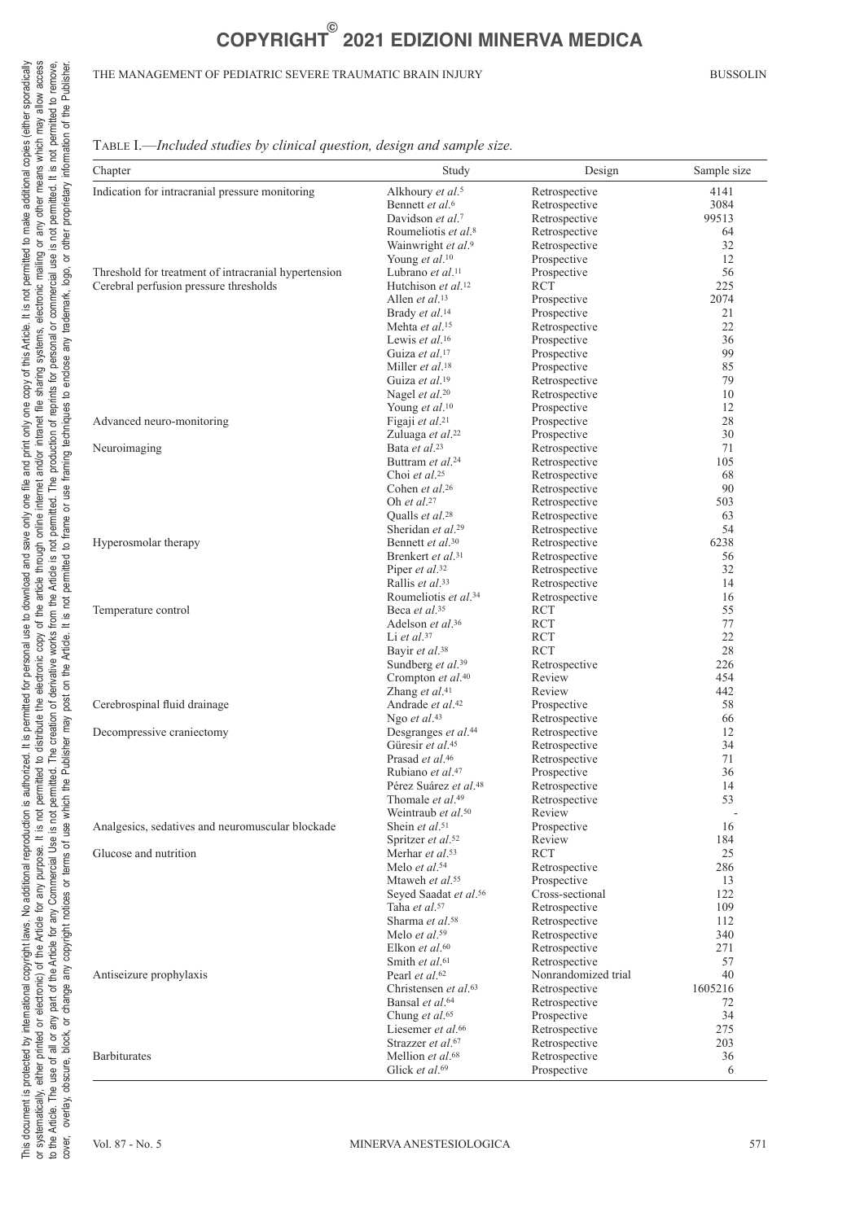Table I.—*Included studies by clinical question, design and sample size.*

| Chapter | Study | Design | Sample size |
|---|---|---|---|
| Indication for intracranial pressure monitoring | Alkhoury *et al.*[5] | Retrospective | 4141 |
| | Bennett *et al.*[6] | Retrospective | 3084 |
| | Davidson *et al.*[7] | Retrospective | 99513 |
| | Roumeliotis *et al.*[8] | Retrospective | 64 |
| | Wainwright *et al.*[9] | Retrospective | 32 |
| | Young *et al.*[10] | Prospective | 12 |
| Threshold for treatment of intracranial hypertension | Lubrano *et al.*[11] | Prospective | 56 |
| Cerebral perfusion pressure thresholds | Hutchison *et al.*[12] | RCT | 225 |
| | Allen *et al.*[13] | Prospective | 2074 |
| | Brady *et al.*[14] | Prospective | 21 |
| | Mehta *et al.*[15] | Retrospective | 22 |
| | Lewis *et al.*[16] | Prospective | 36 |
| | Guiza *et al.*[17] | Prospective | 99 |
| | Miller *et al.*[18] | Prospective | 85 |
| | Guiza *et al.*[19] | Retrospective | 79 |
| | Nagel *et al.*[20] | Retrospective | 10 |
| | Young *et al.*[10] | Prospective | 12 |
| Advanced neuro-monitoring | Figaji *et al.*[21] | Prospective | 28 |
| | Zuluaga *et al.*[22] | Prospective | 30 |
| Neuroimaging | Bata *et al.*[23] | Retrospective | 71 |
| | Buttram *et al.*[24] | Retrospective | 105 |
| | Choi *et al.*[25] | Retrospective | 68 |
| | Cohen *et al.*[26] | Retrospective | 90 |
| | Oh *et al.*[27] | Retrospective | 503 |
| | Qualls *et al.*[28] | Retrospective | 63 |
| | Sheridan *et al.*[29] | Retrospective | 54 |
| Hyperosmolar therapy | Bennett *et al.*[30] | Retrospective | 6238 |
| | Brenkert *et al.*[31] | Retrospective | 56 |
| | Piper *et al.*[32] | Retrospective | 32 |
| | Rallis *et al.*[33] | Retrospective | 14 |
| | Roumeliotis *et al.*[34] | Retrospective | 16 |
| Temperature control | Beca *et al.*[35] | RCT | 55 |
| | Adelson *et al.*[36] | RCT | 77 |
| | Li *et al.*[37] | RCT | 22 |
| | Bayir *et al.*[38] | RCT | 28 |
| | Sundberg *et al.*[39] | Retrospective | 226 |
| | Crompton *et al.*[40] | Review | 454 |
| | Zhang *et al.*[41] | Review | 442 |
| Cerebrospinal fluid drainage | Andrade *et al.*[42] | Prospective | 58 |
| | Ngo *et al.*[43] | Retrospective | 66 |
| Decompressive craniectomy | Desgranges *et al.*[44] | Retrospective | 12 |
| | Güresir *et al.*[45] | Retrospective | 34 |
| | Prasad *et al.*[46] | Retrospective | 71 |
| | Rubiano *et al.*[47] | Prospective | 36 |
| | Pérez Suárez *et al.*[48] | Retrospective | 14 |
| | Thomale *et al.*[49] | Retrospective | 53 |
| | Weintraub *et al.*[50] | Review | - |
| Analgesics, sedatives and neuromuscular blockade | Shein *et al.*[51] | Prospective | 16 |
| | Spritzer *et al.*[52] | Review | 184 |
| Glucose and nutrition | Merhar *et al.*[53] | RCT | 25 |
| | Melo *et al.*[54] | Retrospective | 286 |
| | Mtaweh *et al.*[55] | Prospective | 13 |
| | Seyed Saadat *et al.*[56] | Cross-sectional | 122 |
| | Taha *et al.*[57] | Retrospective | 109 |
| | Sharma *et al.*[58] | Retrospective | 112 |
| | Melo *et al.*[59] | Retrospective | 340 |
| | Elkon *et al.*[60] | Retrospective | 271 |
| | Smith *et al.*[61] | Retrospective | 57 |
| Antiseizure prophylaxis | Pearl *et al.*[62] | Nonrandomized trial | 40 |
| | Christensen *et al.*[63] | Retrospective | 1605216 |
| | Bansal *et al.*[64] | Retrospective | 72 |
| | Chung *et al.*[65] | Prospective | 34 |
| | Liesemer *et al.*[66] | Retrospective | 275 |
| | Strazzer *et al.*[67] | Retrospective | 203 |
| Barbiturates | Mellion *et al.*[68] | Retrospective | 36 |
| | Glick *et al.*[69] | Prospective | 6 |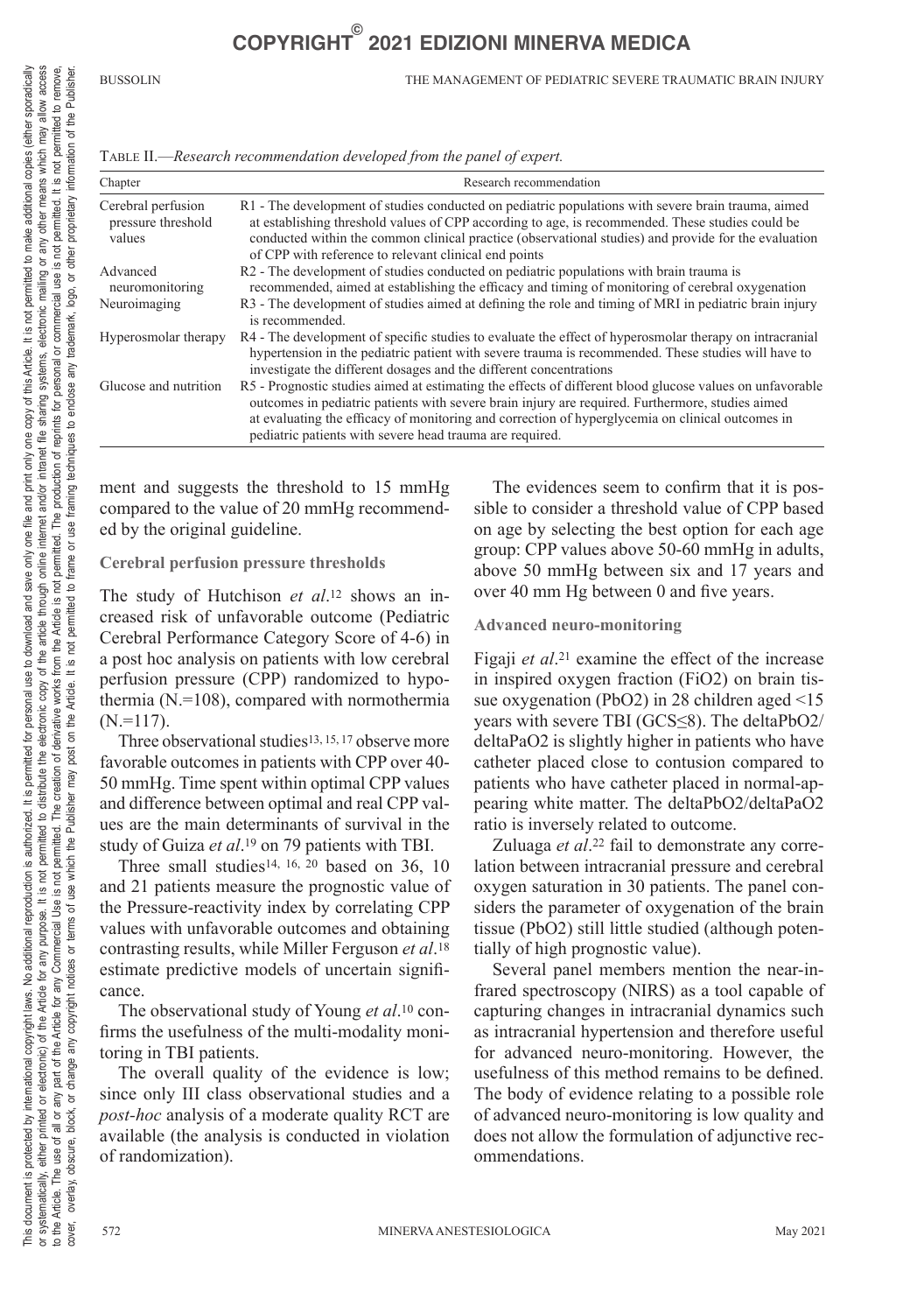TABLE II.—*Research recommendation developed from the panel of expert.*

| Chapter | Research recommendation |
|---|---|
| Cerebral perfusion pressure threshold values | R1 - The development of studies conducted on pediatric populations with severe brain trauma, aimed at establishing threshold values of CPP according to age, is recommended. These studies could be conducted within the common clinical practice (observational studies) and provide for the evaluation of CPP with reference to relevant clinical end points |
| Advanced neuromonitoring | R2 - The development of studies conducted on pediatric populations with brain trauma is recommended, aimed at establishing the efficacy and timing of monitoring of cerebral oxygenation |
| Neuroimaging | R3 - The development of studies aimed at defining the role and timing of MRI in pediatric brain injury is recommended. |
| Hyperosmolar therapy | R4 - The development of specific studies to evaluate the effect of hyperosmolar therapy on intracranial hypertension in the pediatric patient with severe trauma is recommended. These studies will have to investigate the different dosages and the different concentrations |
| Glucose and nutrition | R5 - Prognostic studies aimed at estimating the effects of different blood glucose values on unfavorable outcomes in pediatric patients with severe brain injury are required. Furthermore, studies aimed at evaluating the efficacy of monitoring and correction of hyperglycemia on clinical outcomes in pediatric patients with severe head trauma are required. |

ment and suggests the threshold to 15 mmHg compared to the value of 20 mmHg recommended by the original guideline.

### Cerebral perfusion pressure thresholds

The study of Hutchison *et al*.[12] shows an increased risk of unfavorable outcome (Pediatric Cerebral Performance Category Score of 4-6) in a post hoc analysis on patients with low cerebral perfusion pressure (CPP) randomized to hypothermia (N.=108), compared with normothermia (N.=117).

Three observational studies[13, 15, 17] observe more favorable outcomes in patients with CPP over 40-50 mmHg. Time spent within optimal CPP values and difference between optimal and real CPP values are the main determinants of survival in the study of Guiza *et al*.[19] on 79 patients with TBI.

Three small studies[14, 16, 20] based on 36, 10 and 21 patients measure the prognostic value of the Pressure-reactivity index by correlating CPP values with unfavorable outcomes and obtaining contrasting results, while Miller Ferguson *et al*.[18] estimate predictive models of uncertain significance.

The observational study of Young *et al*.[10] confirms the usefulness of the multi-modality monitoring in TBI patients.

The overall quality of the evidence is low; since only III class observational studies and a *post-hoc* analysis of a moderate quality RCT are available (the analysis is conducted in violation of randomization).

The evidences seem to confirm that it is possible to consider a threshold value of CPP based on age by selecting the best option for each age group: CPP values above 50-60 mmHg in adults, above 50 mmHg between six and 17 years and over 40 mm Hg between 0 and five years.

### Advanced neuro-monitoring

Figaji *et al*.[21] examine the effect of the increase in inspired oxygen fraction (FiO2) on brain tissue oxygenation (PbO2) in 28 children aged <15 years with severe TBI (GCS≤8). The deltaPbO2/deltaPaO2 is slightly higher in patients who have catheter placed close to contusion compared to patients who have catheter placed in normal-appearing white matter. The deltaPbO2/deltaPaO2 ratio is inversely related to outcome.

Zuluaga *et al*.[22] fail to demonstrate any correlation between intracranial pressure and cerebral oxygen saturation in 30 patients. The panel considers the parameter of oxygenation of the brain tissue (PbO2) still little studied (although potentially of high prognostic value).

Several panel members mention the near-infrared spectroscopy (NIRS) as a tool capable of capturing changes in intracranial dynamics such as intracranial hypertension and therefore useful for advanced neuro-monitoring. However, the usefulness of this method remains to be defined. The body of evidence relating to a possible role of advanced neuro-monitoring is low quality and does not allow the formulation of adjunctive recommendations.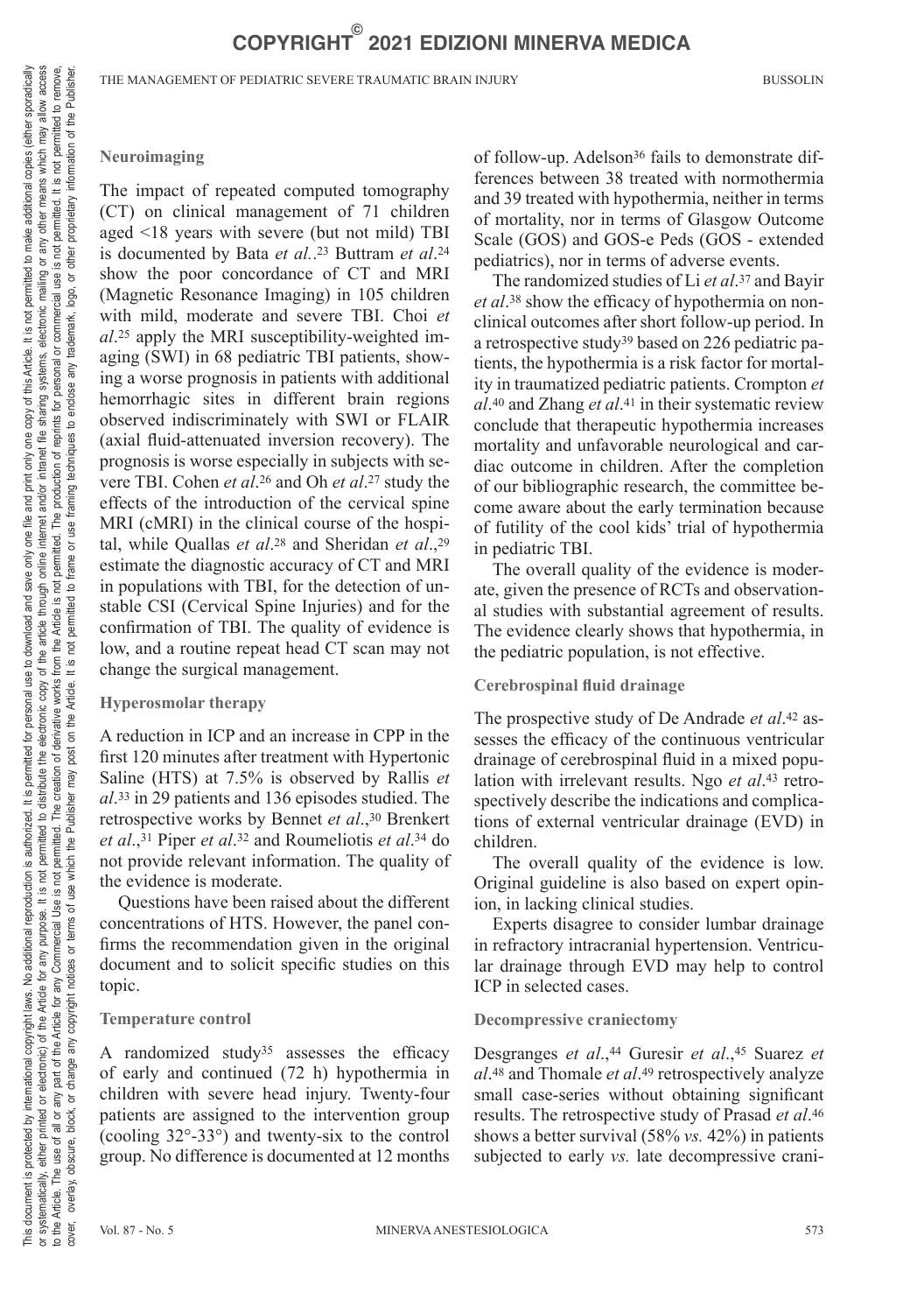### Neuroimaging

The impact of repeated computed tomography (CT) on clinical management of 71 children aged <18 years with severe (but not mild) TBI is documented by Bata *et al.*.[23] Buttram *et al.*[24] show the poor concordance of CT and MRI (Magnetic Resonance Imaging) in 105 children with mild, moderate and severe TBI. Choi *et al.*[25] apply the MRI susceptibility-weighted imaging (SWI) in 68 pediatric TBI patients, showing a worse prognosis in patients with additional hemorrhagic sites in different brain regions observed indiscriminately with SWI or FLAIR (axial fluid-attenuated inversion recovery). The prognosis is worse especially in subjects with severe TBI. Cohen *et al.*[26] and Oh *et al.*[27] study the effects of the introduction of the cervical spine MRI (cMRI) in the clinical course of the hospital, while Quallas *et al.*[28] and Sheridan *et al.*,[29] estimate the diagnostic accuracy of CT and MRI in populations with TBI, for the detection of unstable CSI (Cervical Spine Injuries) and for the confirmation of TBI. The quality of evidence is low, and a routine repeat head CT scan may not change the surgical management.

### Hyperosmolar therapy

A reduction in ICP and an increase in CPP in the first 120 minutes after treatment with Hypertonic Saline (HTS) at 7.5% is observed by Rallis *et al.*[33] in 29 patients and 136 episodes studied. The retrospective works by Bennet *et al.*,[30] Brenkert *et al.*,[31] Piper *et al.*[32] and Roumeliotis *et al.*[34] do not provide relevant information. The quality of the evidence is moderate.

Questions have been raised about the different concentrations of HTS. However, the panel confirms the recommendation given in the original document and to solicit specific studies on this topic.

### Temperature control

A randomized study[35] assesses the efficacy of early and continued (72 h) hypothermia in children with severe head injury. Twenty-four patients are assigned to the intervention group (cooling 32°-33°) and twenty-six to the control group. No difference is documented at 12 months of follow-up. Adelson[36] fails to demonstrate differences between 38 treated with normothermia and 39 treated with hypothermia, neither in terms of mortality, nor in terms of Glasgow Outcome Scale (GOS) and GOS-e Peds (GOS - extended pediatrics), nor in terms of adverse events.

The randomized studies of Li *et al.*[37] and Bayir *et al.*[38] show the efficacy of hypothermia on non-clinical outcomes after short follow-up period. In a retrospective study[39] based on 226 pediatric patients, the hypothermia is a risk factor for mortality in traumatized pediatric patients. Crompton *et al.*[40] and Zhang *et al.*[41] in their systematic review conclude that therapeutic hypothermia increases mortality and unfavorable neurological and cardiac outcome in children. After the completion of our bibliographic research, the committee become aware about the early termination because of futility of the cool kids' trial of hypothermia in pediatric TBI.

The overall quality of the evidence is moderate, given the presence of RCTs and observational studies with substantial agreement of results. The evidence clearly shows that hypothermia, in the pediatric population, is not effective.

### Cerebrospinal fluid drainage

The prospective study of De Andrade *et al.*[42] assesses the efficacy of the continuous ventricular drainage of cerebrospinal fluid in a mixed population with irrelevant results. Ngo *et al.*[43] retrospectively describe the indications and complications of external ventricular drainage (EVD) in children.

The overall quality of the evidence is low. Original guideline is also based on expert opinion, in lacking clinical studies.

Experts disagree to consider lumbar drainage in refractory intracranial hypertension. Ventricular drainage through EVD may help to control ICP in selected cases.

### Decompressive craniectomy

Desgranges *et al.*,[44] Guresir *et al.*,[45] Suarez *et al.*[48] and Thomale *et al.*[49] retrospectively analyze small case-series without obtaining significant results. The retrospective study of Prasad *et al.*[46] shows a better survival (58% *vs.* 42%) in patients subjected to early *vs.* late decompressive crani-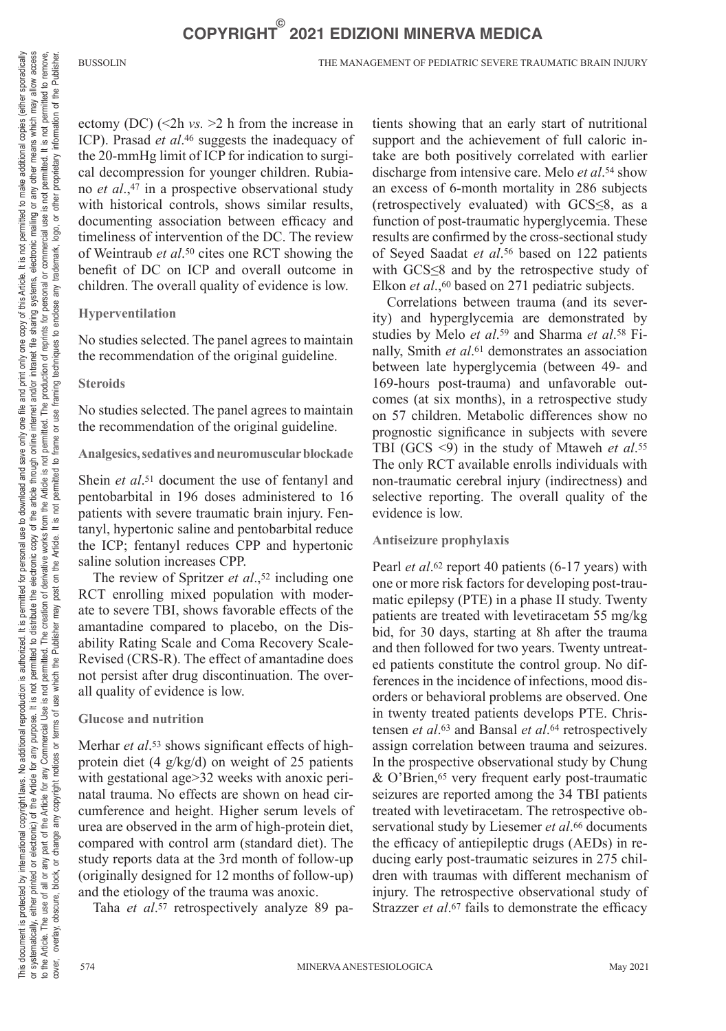ectomy (DC) (<2h *vs.* >2 h from the increase in ICP). Prasad *et al*.[46] suggests the inadequacy of the 20-mmHg limit of ICP for indication to surgical decompression for younger children. Rubiano *et al*.,[47] in a prospective observational study with historical controls, shows similar results, documenting association between efficacy and timeliness of intervention of the DC. The review of Weintraub *et al*.[50] cites one RCT showing the benefit of DC on ICP and overall outcome in children. The overall quality of evidence is low.

### Hyperventilation

No studies selected. The panel agrees to maintain the recommendation of the original guideline.

### Steroids

No studies selected. The panel agrees to maintain the recommendation of the original guideline.

### Analgesics, sedatives and neuromuscular blockade

Shein *et al*.[51] document the use of fentanyl and pentobarbital in 196 doses administered to 16 patients with severe traumatic brain injury. Fentanyl, hypertonic saline and pentobarbital reduce the ICP; fentanyl reduces CPP and hypertonic saline solution increases CPP.

The review of Spritzer *et al*.,[52] including one RCT enrolling mixed population with moderate to severe TBI, shows favorable effects of the amantadine compared to placebo, on the Disability Rating Scale and Coma Recovery Scale-Revised (CRS-R). The effect of amantadine does not persist after drug discontinuation. The overall quality of evidence is low.

### Glucose and nutrition

Merhar *et al*.[53] shows significant effects of high-protein diet (4 g/kg/d) on weight of 25 patients with gestational age>32 weeks with anoxic perinatal trauma. No effects are shown on head circumference and height. Higher serum levels of urea are observed in the arm of high-protein diet, compared with control arm (standard diet). The study reports data at the 3rd month of follow-up (originally designed for 12 months of follow-up) and the etiology of the trauma was anoxic.

Taha *et al*.[57] retrospectively analyze 89 patients showing that an early start of nutritional support and the achievement of full caloric intake are both positively correlated with earlier discharge from intensive care. Melo *et al*.[54] show an excess of 6-month mortality in 286 subjects (retrospectively evaluated) with GCS≤8, as a function of post-traumatic hyperglycemia. These results are confirmed by the cross-sectional study of Seyed Saadat *et al*.[56] based on 122 patients with GCS≤8 and by the retrospective study of Elkon *et al*.,[60] based on 271 pediatric subjects.

Correlations between trauma (and its severity) and hyperglycemia are demonstrated by studies by Melo *et al*.[59] and Sharma *et al*.[58] Finally, Smith *et al*.[61] demonstrates an association between late hyperglycemia (between 49- and 169-hours post-trauma) and unfavorable outcomes (at six months), in a retrospective study on 57 children. Metabolic differences show no prognostic significance in subjects with severe TBI (GCS <9) in the study of Mtaweh *et al*.[55] The only RCT available enrolls individuals with non-traumatic cerebral injury (indirectness) and selective reporting. The overall quality of the evidence is low.

### Antiseizure prophylaxis

Pearl *et al*.[62] report 40 patients (6-17 years) with one or more risk factors for developing post-traumatic epilepsy (PTE) in a phase II study. Twenty patients are treated with levetiracetam 55 mg/kg bid, for 30 days, starting at 8h after the trauma and then followed for two years. Twenty untreated patients constitute the control group. No differences in the incidence of infections, mood disorders or behavioral problems are observed. One in twenty treated patients develops PTE. Christensen *et al*.[63] and Bansal *et al*.[64] retrospectively assign correlation between trauma and seizures. In the prospective observational study by Chung & O'Brien,[65] very frequent early post-traumatic seizures are reported among the 34 TBI patients treated with levetiracetam. The retrospective observational study by Liesemer *et al*.[66] documents the efficacy of antiepileptic drugs (AEDs) in reducing early post-traumatic seizures in 275 children with traumas with different mechanism of injury. The retrospective observational study of Strazzer *et al*.[67] fails to demonstrate the efficacy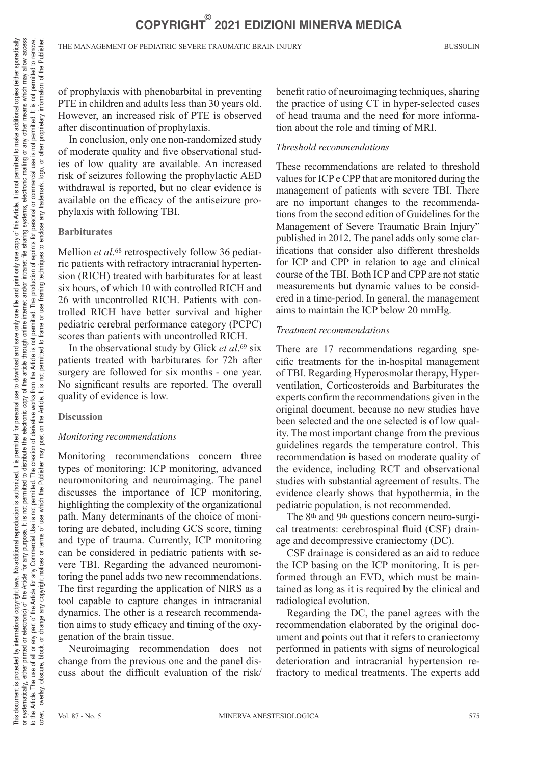of prophylaxis with phenobarbital in preventing PTE in children and adults less than 30 years old. However, an increased risk of PTE is observed after discontinuation of prophylaxis.

In conclusion, only one non-randomized study of moderate quality and five observational studies of low quality are available. An increased risk of seizures following the prophylactic AED withdrawal is reported, but no clear evidence is available on the efficacy of the antiseizure prophylaxis with following TBI.

### Barbiturates

Mellion *et al*.[68] retrospectively follow 36 pediatric patients with refractory intracranial hypertension (RICH) treated with barbiturates for at least six hours, of which 10 with controlled RICH and 26 with uncontrolled RICH. Patients with controlled RICH have better survival and higher pediatric cerebral performance category (PCPC) scores than patients with uncontrolled RICH.

In the observational study by Glick *et al*.[69] six patients treated with barbiturates for 72h after surgery are followed for six months - one year. No significant results are reported. The overall quality of evidence is low.

## Discussion

### *Monitoring recommendations*

Monitoring recommendations concern three types of monitoring: ICP monitoring, advanced neuromonitoring and neuroimaging. The panel discusses the importance of ICP monitoring, highlighting the complexity of the organizational path. Many determinants of the choice of monitoring are debated, including GCS score, timing and type of trauma. Currently, ICP monitoring can be considered in pediatric patients with severe TBI. Regarding the advanced neuromonitoring the panel adds two new recommendations. The first regarding the application of NIRS as a tool capable to capture changes in intracranial dynamics. The other is a research recommendation aims to study efficacy and timing of the oxygenation of the brain tissue.

Neuroimaging recommendation does not change from the previous one and the panel discuss about the difficult evaluation of the risk/benefit ratio of neuroimaging techniques, sharing the practice of using CT in hyper-selected cases of head trauma and the need for more information about the role and timing of MRI.

### *Threshold recommendations*

These recommendations are related to threshold values for ICP e CPP that are monitored during the management of patients with severe TBI. There are no important changes to the recommendations from the second edition of Guidelines for the Management of Severe Traumatic Brain Injury" published in 2012. The panel adds only some clarifications that consider also different thresholds for ICP and CPP in relation to age and clinical course of the TBI. Both ICP and CPP are not static measurements but dynamic values to be considered in a time-period. In general, the management aims to maintain the ICP below 20 mmHg.

### *Treatment recommendations*

There are 17 recommendations regarding specific treatments for the in-hospital management of TBI. Regarding Hyperosmolar therapy, Hyperventilation, Corticosteroids and Barbiturates the experts confirm the recommendations given in the original document, because no new studies have been selected and the one selected is of low quality. The most important change from the previous guidelines regards the temperature control. This recommendation is based on moderate quality of the evidence, including RCT and observational studies with substantial agreement of results. The evidence clearly shows that hypothermia, in the pediatric population, is not recommended.

The 8th and 9th questions concern neuro-surgical treatments: cerebrospinal fluid (CSF) drainage and decompressive craniectomy (DC).

CSF drainage is considered as an aid to reduce the ICP basing on the ICP monitoring. It is performed through an EVD, which must be maintained as long as it is required by the clinical and radiological evolution.

Regarding the DC, the panel agrees with the recommendation elaborated by the original document and points out that it refers to craniectomy performed in patients with signs of neurological deterioration and intracranial hypertension refractory to medical treatments. The experts add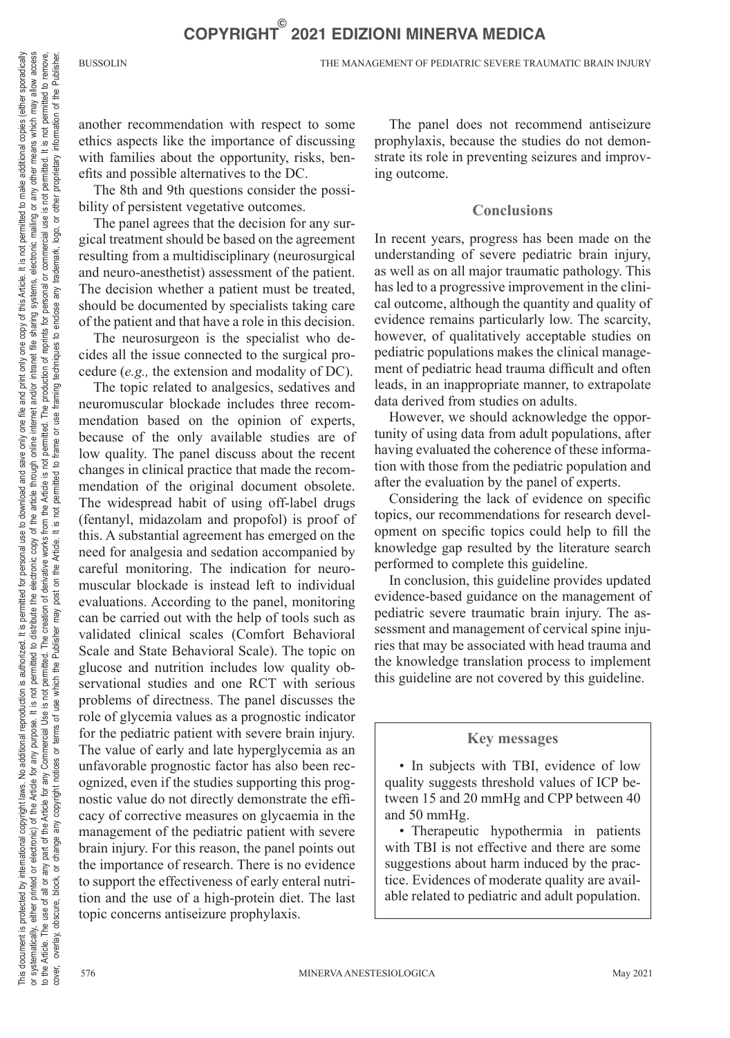another recommendation with respect to some ethics aspects like the importance of discussing with families about the opportunity, risks, benefits and possible alternatives to the DC.

The 8th and 9th questions consider the possibility of persistent vegetative outcomes.

The panel agrees that the decision for any surgical treatment should be based on the agreement resulting from a multidisciplinary (neurosurgical and neuro-anesthetist) assessment of the patient. The decision whether a patient must be treated, should be documented by specialists taking care of the patient and that have a role in this decision.

The neurosurgeon is the specialist who decides all the issue connected to the surgical procedure (*e.g.,* the extension and modality of DC).

The topic related to analgesics, sedatives and neuromuscular blockade includes three recommendation based on the opinion of experts, because of the only available studies are of low quality. The panel discuss about the recent changes in clinical practice that made the recommendation of the original document obsolete. The widespread habit of using off-label drugs (fentanyl, midazolam and propofol) is proof of this. A substantial agreement has emerged on the need for analgesia and sedation accompanied by careful monitoring. The indication for neuromuscular blockade is instead left to individual evaluations. According to the panel, monitoring can be carried out with the help of tools such as validated clinical scales (Comfort Behavioral Scale and State Behavioral Scale). The topic on glucose and nutrition includes low quality observational studies and one RCT with serious problems of directness. The panel discusses the role of glycemia values as a prognostic indicator for the pediatric patient with severe brain injury. The value of early and late hyperglycemia as an unfavorable prognostic factor has also been recognized, even if the studies supporting this prognostic value do not directly demonstrate the efficacy of corrective measures on glycaemia in the management of the pediatric patient with severe brain injury. For this reason, the panel points out the importance of research. There is no evidence to support the effectiveness of early enteral nutrition and the use of a high-protein diet. The last topic concerns antiseizure prophylaxis.

The panel does not recommend antiseizure prophylaxis, because the studies do not demonstrate its role in preventing seizures and improving outcome.

## Conclusions

In recent years, progress has been made on the understanding of severe pediatric brain injury, as well as on all major traumatic pathology. This has led to a progressive improvement in the clinical outcome, although the quantity and quality of evidence remains particularly low. The scarcity, however, of qualitatively acceptable studies on pediatric populations makes the clinical management of pediatric head trauma difficult and often leads, in an inappropriate manner, to extrapolate data derived from studies on adults.

However, we should acknowledge the opportunity of using data from adult populations, after having evaluated the coherence of these information with those from the pediatric population and after the evaluation by the panel of experts.

Considering the lack of evidence on specific topics, our recommendations for research development on specific topics could help to fill the knowledge gap resulted by the literature search performed to complete this guideline.

In conclusion, this guideline provides updated evidence-based guidance on the management of pediatric severe traumatic brain injury. The assessment and management of cervical spine injuries that may be associated with head trauma and the knowledge translation process to implement this guideline are not covered by this guideline.

### Key messages

- In subjects with TBI, evidence of low quality suggests threshold values of ICP between 15 and 20 mmHg and CPP between 40 and 50 mmHg.
- Therapeutic hypothermia in patients with TBI is not effective and there are some suggestions about harm induced by the practice. Evidences of moderate quality are available related to pediatric and adult population.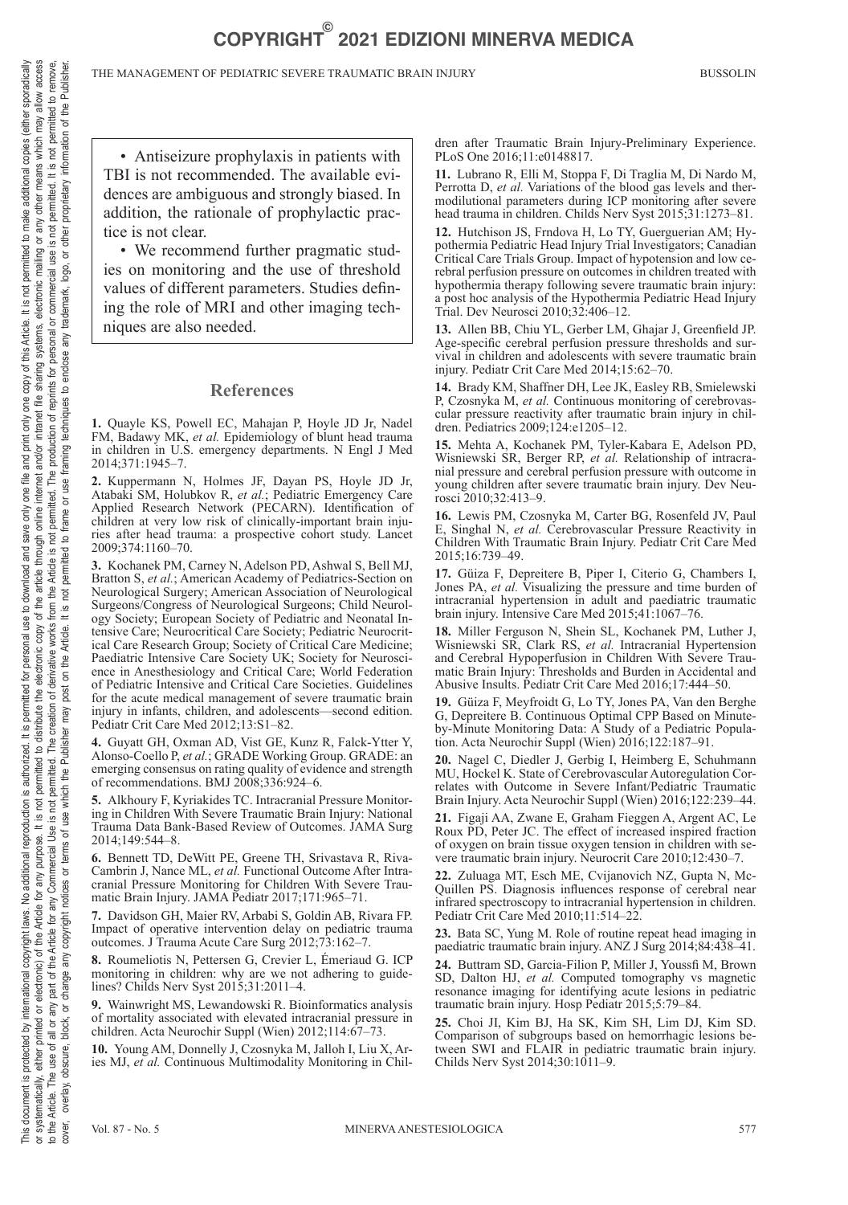- Antiseizure prophylaxis in patients with TBI is not recommended. The available evidences are ambiguous and strongly biased. In addition, the rationale of prophylactic practice is not clear.
- We recommend further pragmatic studies on monitoring and the use of threshold values of different parameters. Studies defining the role of MRI and other imaging techniques are also needed.

## References

1. Quayle KS, Powell EC, Mahajan P, Hoyle JD Jr, Nadel FM, Badawy MK, *et al.* Epidemiology of blunt head trauma in children in U.S. emergency departments. N Engl J Med 2014;371:1945–7.

2. Kuppermann N, Holmes JF, Dayan PS, Hoyle JD Jr, Atabaki SM, Holubkov R, *et al.*; Pediatric Emergency Care Applied Research Network (PECARN). Identification of children at very low risk of clinically-important brain injuries after head trauma: a prospective cohort study. Lancet 2009;374:1160–70.

3. Kochanek PM, Carney N, Adelson PD, Ashwal S, Bell MJ, Bratton S, *et al.*; American Academy of Pediatrics-Section on Neurological Surgery; American Association of Neurological Surgeons/Congress of Neurological Surgeons; Child Neurology Society; European Society of Pediatric and Neonatal Intensive Care; Neurocritical Care Society; Pediatric Neurocritical Care Research Group; Society of Critical Care Medicine; Paediatric Intensive Care Society UK; Society for Neuroscience in Anesthesiology and Critical Care; World Federation of Pediatric Intensive and Critical Care Societies. Guidelines for the acute medical management of severe traumatic brain injury in infants, children, and adolescents—second edition. Pediatr Crit Care Med 2012;13:S1–82.

4. Guyatt GH, Oxman AD, Vist GE, Kunz R, Falck-Ytter Y, Alonso-Coello P, *et al.*; GRADE Working Group. GRADE: an emerging consensus on rating quality of evidence and strength of recommendations. BMJ 2008;336:924–6.

5. Alkhoury F, Kyriakides TC. Intracranial Pressure Monitoring in Children With Severe Traumatic Brain Injury: National Trauma Data Bank-Based Review of Outcomes. JAMA Surg 2014;149:544–8.

6. Bennett TD, DeWitt PE, Greene TH, Srivastava R, Riva-Cambrin J, Nance ML, *et al.* Functional Outcome After Intracranial Pressure Monitoring for Children With Severe Traumatic Brain Injury. JAMA Pediatr 2017;171:965–71.

7. Davidson GH, Maier RV, Arbabi S, Goldin AB, Rivara FP. Impact of operative intervention delay on pediatric trauma outcomes. J Trauma Acute Care Surg 2012;73:162–7.

8. Roumeliotis N, Pettersen G, Crevier L, Émeriaud G. ICP monitoring in children: why are we not adhering to guidelines? Childs Nerv Syst 2015;31:2011–4.

9. Wainwright MS, Lewandowski R. Bioinformatics analysis of mortality associated with elevated intracranial pressure in children. Acta Neurochir Suppl (Wien) 2012;114:67–73.

10. Young AM, Donnelly J, Czosnyka M, Jalloh I, Liu X, Aries MJ, *et al.* Continuous Multimodality Monitoring in Children after Traumatic Brain Injury-Preliminary Experience. PLoS One 2016;11:e0148817.

11. Lubrano R, Elli M, Stoppa F, Di Traglia M, Di Nardo M, Perrotta D, *et al.* Variations of the blood gas levels and thermodilutional parameters during ICP monitoring after severe head trauma in children. Childs Nerv Syst 2015;31:1273–81.

12. Hutchison JS, Frndova H, Lo TY, Guerguerian AM; Hypothermia Pediatric Head Injury Trial Investigators; Canadian Critical Care Trials Group. Impact of hypotension and low cerebral perfusion pressure on outcomes in children treated with hypothermia therapy following severe traumatic brain injury: a post hoc analysis of the Hypothermia Pediatric Head Injury Trial. Dev Neurosci 2010;32:406–12.

13. Allen BB, Chiu YL, Gerber LM, Ghajar J, Greenfield JP. Age-specific cerebral perfusion pressure thresholds and survival in children and adolescents with severe traumatic brain injury. Pediatr Crit Care Med 2014;15:62–70.

14. Brady KM, Shaffner DH, Lee JK, Easley RB, Smielewski P, Czosnyka M, *et al.* Continuous monitoring of cerebrovascular pressure reactivity after traumatic brain injury in children. Pediatrics 2009;124:e1205–12.

15. Mehta A, Kochanek PM, Tyler-Kabara E, Adelson PD, Wisniewski SR, Berger RP, *et al.* Relationship of intracranial pressure and cerebral perfusion pressure with outcome in young children after severe traumatic brain injury. Dev Neurosci 2010;32:413–9.

16. Lewis PM, Czosnyka M, Carter BG, Rosenfeld JV, Paul E, Singhal N, *et al.* Cerebrovascular Pressure Reactivity in Children With Traumatic Brain Injury. Pediatr Crit Care Med 2015;16:739–49.

17. Güiza F, Depreitere B, Piper I, Citerio G, Chambers I, Jones PA, *et al.* Visualizing the pressure and time burden of intracranial hypertension in adult and paediatric traumatic brain injury. Intensive Care Med 2015;41:1067–76.

18. Miller Ferguson N, Shein SL, Kochanek PM, Luther J, Wisniewski SR, Clark RS, *et al.* Intracranial Hypertension and Cerebral Hypoperfusion in Children With Severe Traumatic Brain Injury: Thresholds and Burden in Accidental and Abusive Insults. Pediatr Crit Care Med 2016;17:444–50.

19. Güiza F, Meyfroidt G, Lo TY, Jones PA, Van den Berghe G, Depreitere B. Continuous Optimal CPP Based on Minute-by-Minute Monitoring Data: A Study of a Pediatric Population. Acta Neurochir Suppl (Wien) 2016;122:187–91.

20. Nagel C, Diedler J, Gerbig I, Heimberg E, Schuhmann MU, Hockel K. State of Cerebrovascular Autoregulation Correlates with Outcome in Severe Infant/Pediatric Traumatic Brain Injury. Acta Neurochir Suppl (Wien) 2016;122:239–44.

21. Figaji AA, Zwane E, Graham Fieggen A, Argent AC, Le Roux PD, Peter JC. The effect of increased inspired fraction of oxygen on brain tissue oxygen tension in children with severe traumatic brain injury. Neurocrit Care 2010;12:430–7.

22. Zuluaga MT, Esch ME, Cvijanovich NZ, Gupta N, McQuillen PS. Diagnosis influences response of cerebral near infrared spectroscopy to intracranial hypertension in children. Pediatr Crit Care Med 2010;11:514–22.

23. Bata SC, Yung M. Role of routine repeat head imaging in paediatric traumatic brain injury. ANZ J Surg 2014;84:438–41.

24. Buttram SD, Garcia-Filion P, Miller J, Youssfi M, Brown SD, Dalton HJ, *et al.* Computed tomography vs magnetic resonance imaging for identifying acute lesions in pediatric traumatic brain injury. Hosp Pediatr 2015;5:79–84.

25. Choi JI, Kim BJ, Ha SK, Kim SH, Lim DJ, Kim SD. Comparison of subgroups based on hemorrhagic lesions between SWI and FLAIR in pediatric traumatic brain injury. Childs Nerv Syst 2014;30:1011–9.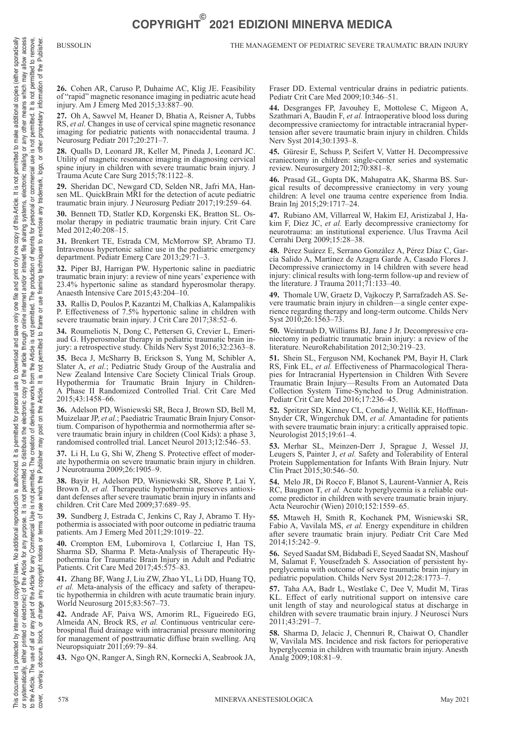**26.** Cohen AR, Caruso P, Duhaime AC, Klig JE. Feasibility of "rapid" magnetic resonance imaging in pediatric acute head injury. Am J Emerg Med 2015;33:887–90.

**27.** Oh A, Sawvel M, Heaner D, Bhatia A, Reisner A, Tubbs RS, *et al.* Changes in use of cervical spine magnetic resonance imaging for pediatric patients with nonaccidental trauma. J Neurosurg Pediatr 2017;20:271–7.

**28.** Qualls D, Leonard JR, Keller M, Pineda J, Leonard JC. Utility of magnetic resonance imaging in diagnosing cervical spine injury in children with severe traumatic brain injury. J Trauma Acute Care Surg 2015;78:1122–8.

**29.** Sheridan DC, Newgard CD, Selden NR, Jafri MA, Hansen ML. QuickBrain MRI for the detection of acute pediatric traumatic brain injury. J Neurosurg Pediatr 2017;19:259–64.

**30.** Bennett TD, Statler KD, Korgenski EK, Bratton SL. Osmolar therapy in pediatric traumatic brain injury. Crit Care Med 2012;40:208–15.

**31.** Brenkert TE, Estrada CM, McMorrow SP, Abramo TJ. Intravenous hypertonic saline use in the pediatric emergency department. Pediatr Emerg Care 2013;29:71–3.

**32.** Piper BJ, Harrigan PW. Hypertonic saline in paediatric traumatic brain injury: a review of nine years' experience with 23.4% hypertonic saline as standard hyperosmolar therapy. Anaesth Intensive Care 2015;43:204–10.

**33.** Rallis D, Poulos P, Kazantzi M, Chalkias A, Kalampalikis P. Effectiveness of 7.5% hypertonic saline in children with severe traumatic brain injury. J Crit Care 2017;38:52–6.

**34.** Roumeliotis N, Dong C, Pettersen G, Crevier L, Emeriaud G. Hyperosmolar therapy in pediatric traumatic brain injury: a retrospective study. Childs Nerv Syst 2016;32:2363–8.

**35.** Beca J, McSharry B, Erickson S, Yung M, Schibler A, Slater A, *et al.*; Pediatric Study Group of the Australia and New Zealand Intensive Care Society Clinical Trials Group. Hypothermia for Traumatic Brain Injury in Children-A Phase II Randomized Controlled Trial. Crit Care Med 2015;43:1458–66.

**36.** Adelson PD, Wisniewski SR, Beca J, Brown SD, Bell M, Muizelaar JP, *et al.*; Paediatric Traumatic Brain Injury Consortium. Comparison of hypothermia and normothermia after severe traumatic brain injury in children (Cool Kids): a phase 3, randomised controlled trial. Lancet Neurol 2013;12:546–53.

**37.** Li H, Lu G, Shi W, Zheng S. Protective effect of moderate hypothermia on severe traumatic brain injury in children. J Neurotrauma 2009;26:1905–9.

**38.** Bayir H, Adelson PD, Wisniewski SR, Shore P, Lai Y, Brown D, *et al.* Therapeutic hypothermia preserves antioxidant defenses after severe traumatic brain injury in infants and children. Crit Care Med 2009;37:689–95.

**39.** Sundberg J, Estrada C, Jenkins C, Ray J, Abramo T. Hypothermia is associated with poor outcome in pediatric trauma patients. Am J Emerg Med 2011;29:1019–22.

**40.** Crompton EM, Lubomirova I, Cotlarciuc I, Han TS, Sharma SD, Sharma P. Meta-Analysis of Therapeutic Hypothermia for Traumatic Brain Injury in Adult and Pediatric Patients. Crit Care Med 2017;45:575–83.

**41.** Zhang BF, Wang J, Liu ZW, Zhao YL, Li DD, Huang TQ, *et al.* Meta-analysis of the efficacy and safety of therapeutic hypothermia in children with acute traumatic brain injury. World Neurosurg 2015;83:567–73.

**42.** Andrade AF, Paiva WS, Amorim RL, Figueiredo EG, Almeida AN, Brock RS, *et al.* Continuous ventricular cerebrospinal fluid drainage with intracranial pressure monitoring for management of posttraumatic diffuse brain swelling. Arq Neuropsiquiatr 2011;69:79–84.

**43.** Ngo QN, Ranger A, Singh RN, Kornecki A, Seabrook JA, Fraser DD. External ventricular drains in pediatric patients. Pediatr Crit Care Med 2009;10:346–51.

**44.** Desgranges FP, Javouhey E, Mottolese C, Migeon A, Szathmari A, Baudin F, *et al.* Intraoperative blood loss during decompressive craniectomy for intractable intracranial hypertension after severe traumatic brain injury in children. Childs Nerv Syst 2014;30:1393–8.

**45.** Güresir E, Schuss P, Seifert V, Vatter H. Decompressive craniectomy in children: single-center series and systematic review. Neurosurgery 2012;70:881–8.

**46.** Prasad GL, Gupta DK, Mahapatra AK, Sharma BS. Surgical results of decompressive craniectomy in very young children: A level one trauma centre experience from India. Brain Inj 2015;29:1717–24.

**47.** Rubiano AM, Villarreal W, Hakim EJ, Aristizabal J, Hakim F, Diez JC, *et al.* Early decompressive craniectomy for neurotrauma: an institutional experience. Ulus Travma Acil Cerrahi Derg 2009;15:28–38.

**48.** Pérez Suárez E, Serrano González A, Pérez Díaz C, García Salido A, Martínez de Azagra Garde A, Casado Flores J. Decompressive craniectomy in 14 children with severe head injury: clinical results with long-term follow-up and review of the literature. J Trauma 2011;71:133–40.

**49.** Thomale UW, Graetz D, Vajkoczy P, Sarrafzadeh AS. Severe traumatic brain injury in children—a single center experience regarding therapy and long-term outcome. Childs Nerv Syst 2010;26:1563–73.

**50.** Weintraub D, Williams BJ, Jane J Jr. Decompressive craniectomy in pediatric traumatic brain injury: a review of the literature. NeuroRehabilitation 2012;30:219–23.

**51.** Shein SL, Ferguson NM, Kochanek PM, Bayir H, Clark RS, Fink EL, *et al.* Effectiveness of Pharmacological Therapies for Intracranial Hypertension in Children With Severe Traumatic Brain Injury—Results From an Automated Data Collection System Time-Synched to Drug Administration. Pediatr Crit Care Med 2016;17:236–45.

**52.** Spritzer SD, Kinney CL, Condie J, Wellik KE, Hoffman-Snyder CR, Wingerchuk DM, *et al.* Amantadine for patients with severe traumatic brain injury: a critically appraised topic. Neurologist 2015;19:61–4.

**53.** Merhar SL, Meinzen-Derr J, Sprague J, Wessel JJ, Leugers S, Painter J, *et al.* Safety and Tolerability of Enteral Protein Supplementation for Infants With Brain Injury. Nutr Clin Pract 2015;30:546–50.

**54.** Melo JR, Di Rocco F, Blanot S, Laurent-Vannier A, Reis RC, Baugnon T, *et al.* Acute hyperglycemia is a reliable outcome predictor in children with severe traumatic brain injury. Acta Neurochir (Wien) 2010;152:1559–65.

**55.** Mtaweh H, Smith R, Kochanek PM, Wisniewski SR, Fabio A, Vavilala MS, *et al.* Energy expenditure in children after severe traumatic brain injury. Pediatr Crit Care Med 2014;15:242–9.

**56.** Seyed Saadat SM, Bidabadi E, Seyed Saadat SN, Mashouf M, Salamat F, Yousefzadeh S. Association of persistent hyperglycemia with outcome of severe traumatic brain injury in pediatric population. Childs Nerv Syst 2012;28:1773–7.

**57.** Taha AA, Badr L, Westlake C, Dee V, Mudit M, Tiras KL. Effect of early nutritional support on intensive care unit length of stay and neurological status at discharge in children with severe traumatic brain injury. J Neurosci Nurs 2011;43:291–7.

**58.** Sharma D, Jelacic J, Chennuri R, Chaiwat O, Chandler W, Vavilala MS. Incidence and risk factors for perioperative hyperglycemia in children with traumatic brain injury. Anesth Analg 2009;108:81–9.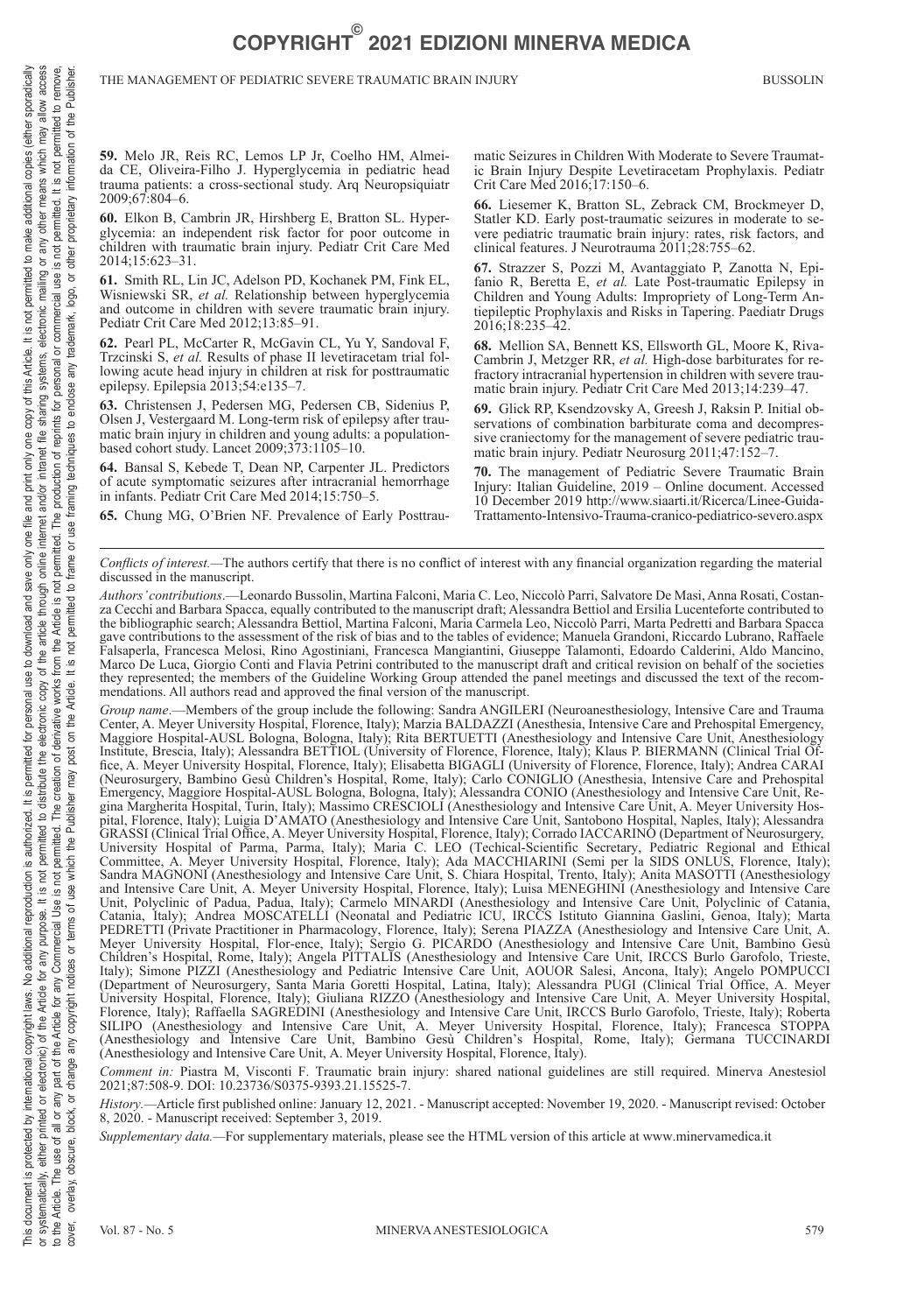**59.** Melo JR, Reis RC, Lemos LP Jr, Coelho HM, Almeida CE, Oliveira-Filho J. Hyperglycemia in pediatric head trauma patients: a cross-sectional study. Arq Neuropsiquiatr 2009;67:804–6.

**60.** Elkon B, Cambrin JR, Hirshberg E, Bratton SL. Hyperglycemia: an independent risk factor for poor outcome in children with traumatic brain injury. Pediatr Crit Care Med 2014;15:623–31.

**61.** Smith RL, Lin JC, Adelson PD, Kochanek PM, Fink EL, Wisniewski SR, *et al.* Relationship between hyperglycemia and outcome in children with severe traumatic brain injury. Pediatr Crit Care Med 2012;13:85–91.

**62.** Pearl PL, McCarter R, McGavin CL, Yu Y, Sandoval F, Trzcinski S, *et al.* Results of phase II levetiracetam trial following acute head injury in children at risk for posttraumatic epilepsy. Epilepsia 2013;54:e135–7.

**63.** Christensen J, Pedersen MG, Pedersen CB, Sidenius P, Olsen J, Vestergaard M. Long-term risk of epilepsy after traumatic brain injury in children and young adults: a population-based cohort study. Lancet 2009;373:1105–10.

**64.** Bansal S, Kebede T, Dean NP, Carpenter JL. Predictors of acute symptomatic seizures after intracranial hemorrhage in infants. Pediatr Crit Care Med 2014;15:750–5.

**65.** Chung MG, O'Brien NF. Prevalence of Early Posttraumatic Seizures in Children With Moderate to Severe Traumatic Brain Injury Despite Levetiracetam Prophylaxis. Pediatr Crit Care Med 2016;17:150–6.

**66.** Liesemer K, Bratton SL, Zebrack CM, Brockmeyer D, Statler KD. Early post-traumatic seizures in moderate to severe pediatric traumatic brain injury: rates, risk factors, and clinical features. J Neurotrauma 2011;28:755–62.

**67.** Strazzer S, Pozzi M, Avantaggiato P, Zanotta N, Epifanio R, Beretta E, *et al.* Late Post-traumatic Epilepsy in Children and Young Adults: Impropriety of Long-Term Antiepileptic Prophylaxis and Risks in Tapering. Paediatr Drugs 2016;18:235–42.

**68.** Mellion SA, Bennett KS, Ellsworth GL, Moore K, Riva-Cambrin J, Metzger RR, *et al.* High-dose barbiturates for refractory intracranial hypertension in children with severe traumatic brain injury. Pediatr Crit Care Med 2013;14:239–47.

**69.** Glick RP, Ksendzovsky A, Greesh J, Raksin P. Initial observations of combination barbiturate coma and decompressive craniectomy for the management of severe pediatric traumatic brain injury. Pediatr Neurosurg 2011;47:152–7.

**70.** The management of Pediatric Severe Traumatic Brain Injury: Italian Guideline, 2019 – Online document. Accessed 10 December 2019 http://www.siaarti.it/Ricerca/Linee-Guida-Trattamento-Intensivo-Trauma-cranico-pediatrico-severo.aspx

*Conflicts of interest.*—The authors certify that there is no conflict of interest with any financial organization regarding the material discussed in the manuscript.

*Authors' contributions.*—Leonardo Bussolin, Martina Falconi, Maria C. Leo, Niccolò Parri, Salvatore De Masi, Anna Rosati, Costanza Cecchi and Barbara Spacca, equally contributed to the manuscript draft; Alessandra Bettiol and Ersilia Lucenteforte contributed to the bibliographic search; Alessandra Bettiol, Martina Falconi, Maria Carmela Leo, Niccolò Parri, Marta Pedretti and Barbara Spacca gave contributions to the assessment of the risk of bias and to the tables of evidence; Manuela Grandoni, Riccardo Lubrano, Raffaele Falsaperla, Francesca Melosi, Rino Agostiniani, Francesca Mangiantini, Giuseppe Talamonti, Edoardo Calderini, Aldo Mancino, Marco De Luca, Giorgio Conti and Flavia Petrini contributed to the manuscript draft and critical revision on behalf of the societies they represented; the members of the Guideline Working Group attended the panel meetings and discussed the text of the recommendations. All authors read and approved the final version of the manuscript.

*Group name.*—Members of the group include the following: Sandra ANGILERI (Neuroanesthesiology, Intensive Care and Trauma Center, A. Meyer University Hospital, Florence, Italy); Marzia BALDAZZI (Anesthesia, Intensive Care and Prehospital Emergency, Maggiore Hospital-AUSL Bologna, Bologna, Italy); Rita BERTUETTI (Anesthesiology and Intensive Care Unit, Anesthesiology Institute, Brescia, Italy); Alessandra BETTIOL (University of Florence, Florence, Italy); Klaus P. BIERMANN (Clinical Trial Office, A. Meyer University Hospital, Florence, Italy); Elisabetta BIGAGLI (University of Florence, Florence, Italy); Andrea CARAI (Neurosurgery, Bambino Gesù Children's Hospital, Rome, Italy); Carlo CONIGLIO (Anesthesia, Intensive Care and Prehospital Emergency, Maggiore Hospital-AUSL Bologna, Bologna, Italy); Alessandra CONIO (Anesthesiology and Intensive Care Unit, Regina Margherita Hospital, Turin, Italy); Massimo CRESCIOLI (Anesthesiology and Intensive Care Unit, A. Meyer University Hospital, Florence, Italy); Luigia D'AMATO (Anesthesiology and Intensive Care Unit, Santobono Hospital, Naples, Italy); Alessandra GRASSI (Clinical Trial Office, A. Meyer University Hospital, Florence, Italy); Corrado IACCARINO (Department of Neurosurgery, University Hospital of Parma, Parma, Italy); Maria C. LEO (Techical-Scientific Secretary, Pediatric Regional and Ethical Committee, A. Meyer University Hospital, Florence, Italy); Ada MACCHIARINI (Semi per la SIDS ONLUS, Florence, Italy); Sandra MAGNONI (Anesthesiology and Intensive Care Unit, S. Chiara Hospital, Trento, Italy); Anita MASOTTI (Anesthesiology and Intensive Care Unit, A. Meyer University Hospital, Florence, Italy); Luisa MENEGHINI (Anesthesiology and Intensive Care Unit, Polyclinic of Padua, Padua, Italy); Carmelo MINARDI (Anesthesiology and Intensive Care Unit, Polyclinic of Catania, Catania, Italy); Andrea MOSCATELLI (Neonatal and Pediatric ICU, IRCCS Istituto Giannina Gaslini, Genoa, Italy); Marta PEDRETTI (Private Practitioner in Pharmacology, Florence, Italy); Serena PIAZZA (Anesthesiology and Intensive Care Unit, A. Meyer University Hospital, Flor-ence, Italy); Sergio G. PICARDO (Anesthesiology and Intensive Care Unit, Bambino Gesù Children's Hospital, Rome, Italy); Angela PITTALIS (Anesthesiology and Intensive Care Unit, IRCCS Burlo Garofolo, Trieste, Italy); Simone PIZZI (Anesthesiology and Pediatric Intensive Care Unit, AOUOR Salesi, Ancona, Italy); Angelo POMPUCCI (Department of Neurosurgery, Santa Maria Goretti Hospital, Latina, Italy); Alessandra PUGI (Clinical Trial Office, A. Meyer University Hospital, Florence, Italy); Giuliana RIZZO (Anesthesiology and Intensive Care Unit, A. Meyer University Hospital, Florence, Italy); Raffaella SAGREDINI (Anesthesiology and Intensive Care Unit, IRCCS Burlo Garofolo, Trieste, Italy); Roberta SILIPO (Anesthesiology and Intensive Care Unit, A. Meyer University Hospital, Florence, Italy); Francesca STOPPA (Anesthesiology and Intensive Care Unit, Bambino Gesù Children's Hospital, Rome, Italy); Germana TUCCINARDI (Anesthesiology and Intensive Care Unit, A. Meyer University Hospital, Florence, Italy).

*Comment in:* Piastra M, Visconti F. Traumatic brain injury: shared national guidelines are still required. Minerva Anestesiol 2021;87:508-9. DOI: 10.23736/S0375-9393.21.15525-7.

*History.*—Article first published online: January 12, 2021. - Manuscript accepted: November 19, 2020. - Manuscript revised: October 8, 2020. - Manuscript received: September 3, 2019.

*Supplementary data.*—For supplementary materials, please see the HTML version of this article at www.minervamedica.it